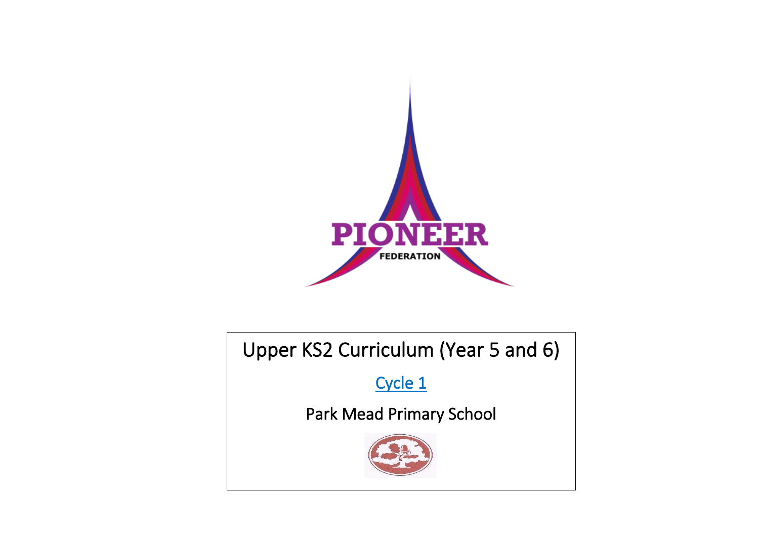PIONEER
FEDERATION

# Upper KS2 Curriculum (Year 5 and 6)

Cycle 1

Park Mead Primary School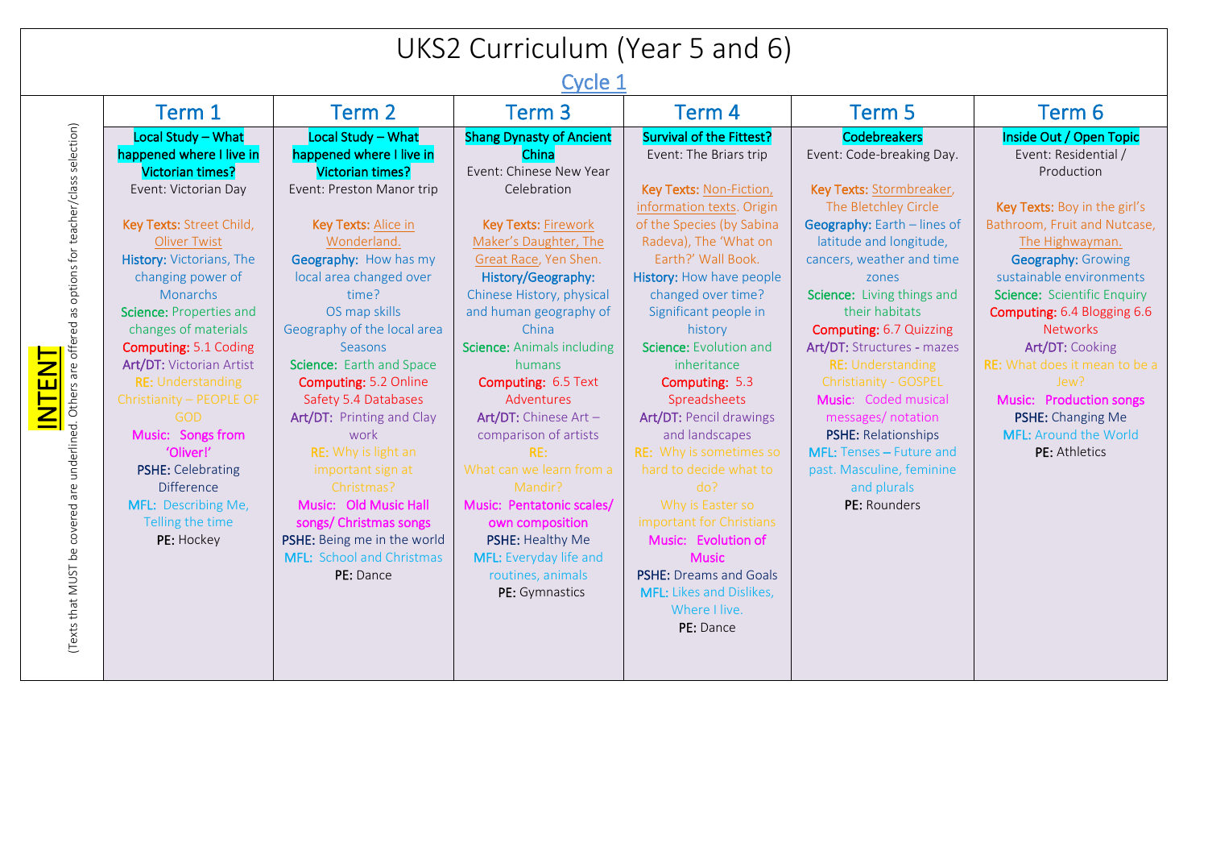# UKS2 Curriculum (Year 5 and 6)

## Cycle 1

**INTENT** (Texts that MUST be covered are underlined. Others are offered as options for teacher/class selection)

| Term 1 | Term 2 | Term 3 | Term 4 | Term 5 | Term 6 |
|---|---|---|---|---|---|
| **Local Study – What happened where I live in Victorian times?**<br>Event: Victorian Day<br><br>**Key Texts:** Street Child, <u>Oliver Twist</u><br>**History:** Victorians, The changing power of Monarchs<br>**Science:** Properties and changes of materials<br>**Computing:** 5.1 Coding<br>**Art/DT:** Victorian Artist<br>**RE:** Understanding Christianity – PEOPLE OF GOD<br>**Music:** Songs from 'Oliver!'<br>**PSHE:** Celebrating Difference<br>**MFL:** Describing Me, Telling the time<br>**PE:** Hockey | **Local Study – What happened where I live in Victorian times?**<br>Event: Preston Manor trip<br><br>**Key Texts:** <u>Alice in Wonderland.</u><br>**Geography:** How has my local area changed over time?<br>OS map skills<br>Geography of the local area<br>Seasons<br>**Science:** Earth and Space<br>**Computing:** 5.2 Online Safety 5.4 Databases<br>**Art/DT:** Printing and Clay work<br>**RE:** Why is light an important sign at Christmas?<br>**Music:** Old Music Hall songs/ Christmas songs<br>**PSHE:** Being me in the world<br>**MFL:** School and Christmas<br>**PE:** Dance | **Shang Dynasty of Ancient China**<br>Event: Chinese New Year Celebration<br><br>**Key Texts:** <u>Firework Maker's Daughter, The Great Race</u>, Yen Shen.<br>**History/Geography:** Chinese History, physical and human geography of China<br>**Science:** Animals including humans<br>**Computing:** 6.5 Text Adventures<br>**Art/DT:** Chinese Art – comparison of artists<br>**RE:** What can we learn from a Mandir?<br>**Music:** Pentatonic scales/ own composition<br>**PSHE:** Healthy Me<br>**MFL:** Everyday life and routines, animals<br>**PE:** Gymnastics | **Survival of the Fittest?**<br>Event: The Briars trip<br><br>**Key Texts:** <u>Non-Fiction, information texts</u>. Origin of the Species (by Sabina Radeva), The 'What on Earth?' Wall Book.<br>**History:** How have people changed over time? Significant people in history<br>**Science:** Evolution and inheritance<br>**Computing:** 5.3 Spreadsheets<br>**Art/DT:** Pencil drawings and landscapes<br>**RE:** Why is sometimes so hard to decide what to do?<br>Why is Easter so important for Christians<br>**Music:** Evolution of Music<br>**PSHE:** Dreams and Goals<br>**MFL:** Likes and Dislikes, Where I live.<br>**PE:** Dance | **Codebreakers**<br>Event: Code-breaking Day.<br><br>**Key Texts:** <u>Stormbreaker</u>, The Bletchley Circle<br>**Geography:** Earth – lines of latitude and longitude, cancers, weather and time zones<br>**Science:** Living things and their habitats<br>**Computing:** 6.7 Quizzing<br>**Art/DT:** Structures - mazes<br>**RE:** Understanding Christianity - GOSPEL<br>**Music:** Coded musical messages/ notation<br>**PSHE:** Relationships<br>**MFL:** Tenses – Future and past. Masculine, feminine and plurals<br>**PE:** Rounders | **Inside Out / Open Topic**<br>Event: Residential / Production<br><br>**Key Texts:** Boy in the girl's Bathroom, Fruit and Nutcase, <u>The Highwayman.</u><br>**Geography:** Growing sustainable environments<br>**Science:** Scientific Enquiry<br>**Computing:** 6.4 Blogging 6.6 Networks<br>**Art/DT:** Cooking<br>**RE:** What does it mean to be a Jew?<br>**Music:** Production songs<br>**PSHE:** Changing Me<br>**MFL:** Around the World<br>**PE:** Athletics |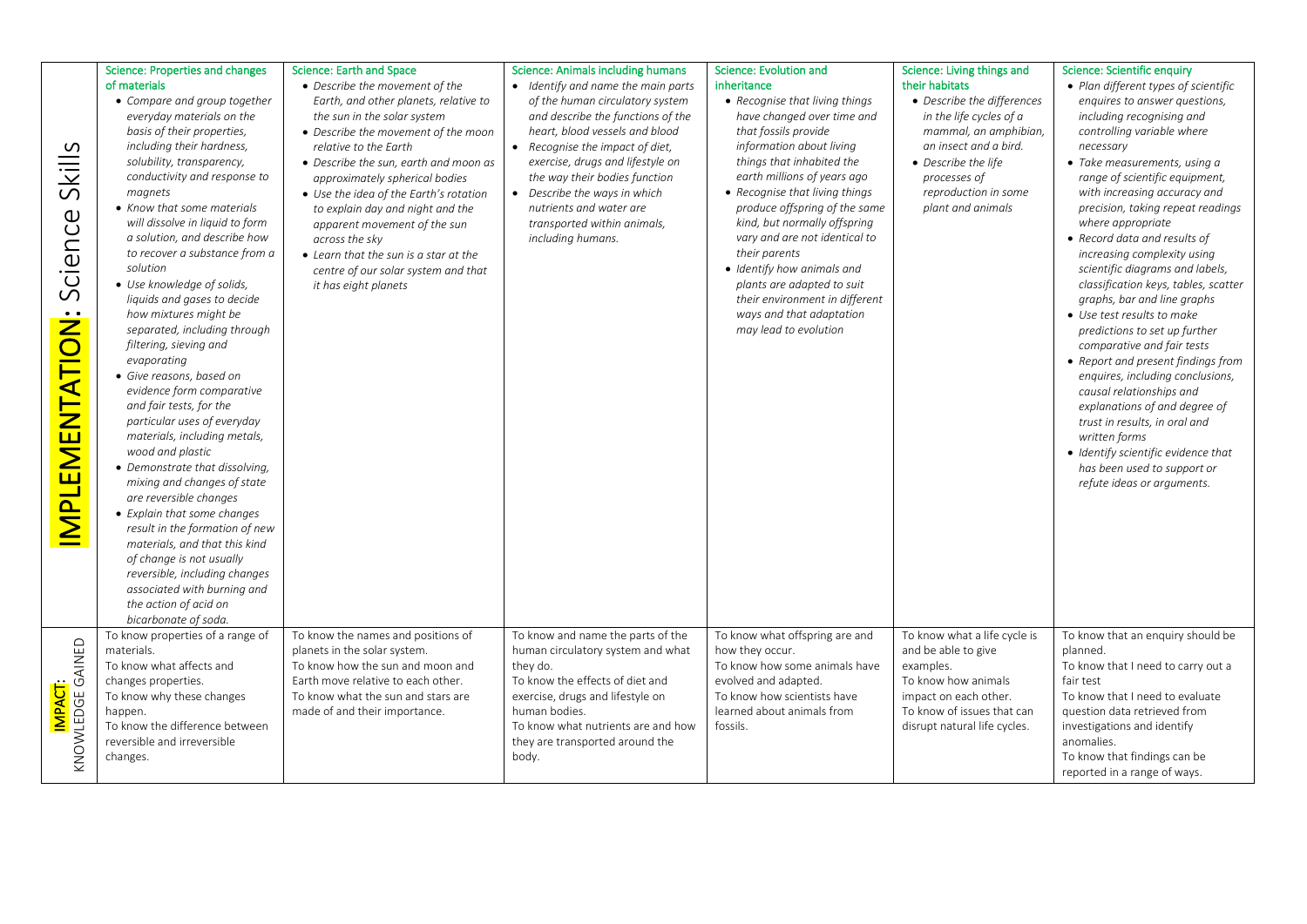| IMPLEMENTATION: Science Skills | Science: Properties and changes of materials | Science: Earth and Space | Science: Animals including humans | Science: Evolution and inheritance | Science: Living things and their habitats | Science: Scientific enquiry |
|---|---|---|---|---|---|---|
| | • *Compare and group together everyday materials on the basis of their properties, including their hardness, solubility, transparency, conductivity and response to magnets*<br>• *Know that some materials will dissolve in liquid to form a solution, and describe how to recover a substance from a solution*<br>• *Use knowledge of solids, liquids and gases to decide how mixtures might be separated, including through filtering, sieving and evaporating*<br>• *Give reasons, based on evidence form comparative and fair tests, for the particular uses of everyday materials, including metals, wood and plastic*<br>• *Demonstrate that dissolving, mixing and changes of state are reversible changes*<br>• *Explain that some changes result in the formation of new materials, and that this kind of change is not usually reversible, including changes associated with burning and the action of acid on bicarbonate of soda.* | • *Describe the movement of the Earth, and other planets, relative to the sun in the solar system*<br>• *Describe the movement of the moon relative to the Earth*<br>• *Describe the sun, earth and moon as approximately spherical bodies*<br>• *Use the idea of the Earth's rotation to explain day and night and the apparent movement of the sun across the sky*<br>• *Learn that the sun is a star at the centre of our solar system and that it has eight planets* | • *Identify and name the main parts of the human circulatory system and describe the functions of the heart, blood vessels and blood*<br>• *Recognise the impact of diet, exercise, drugs and lifestyle on the way their bodies function*<br>• *Describe the ways in which nutrients and water are transported within animals, including humans.* | • *Recognise that living things have changed over time and that fossils provide information about living things that inhabited the earth millions of years ago*<br>• *Recognise that living things produce offspring of the same kind, but normally offspring vary and are not identical to their parents*<br>• *Identify how animals and plants are adapted to suit their environment in different ways and that adaptation may lead to evolution* | • *Describe the differences in the life cycles of a mammal, an amphibian, an insect and a bird.*<br>• *Describe the life processes of reproduction in some plant and animals* | • *Plan different types of scientific enquires to answer questions, including recognising and controlling variable where necessary*<br>• *Take measurements, using a range of scientific equipment, with increasing accuracy and precision, taking repeat readings where appropriate*<br>• *Record data and results of increasing complexity using scientific diagrams and labels, classification keys, tables, scatter graphs, bar and line graphs*<br>• *Use test results to make predictions to set up further comparative and fair tests*<br>• *Report and present findings from enquires, including conclusions, causal relationships and explanations of and degree of trust in results, in oral and written forms*<br>• *Identify scientific evidence that has been used to support or refute ideas or arguments.* |
| IMPACT: KNOWLEDGE GAINED | To know properties of a range of materials.<br>To know what affects and changes properties.<br>To know why these changes happen.<br>To know the difference between reversible and irreversible changes. | To know the names and positions of planets in the solar system.<br>To know how the sun and moon and Earth move relative to each other.<br>To know what the sun and stars are made of and their importance. | To know and name the parts of the human circulatory system and what they do.<br>To know the effects of diet and exercise, drugs and lifestyle on human bodies.<br>To know what nutrients are and how they are transported around the body. | To know what offspring are and how they occur.<br>To know how some animals have evolved and adapted.<br>To know how scientists have learned about animals from fossils. | To know what a life cycle is and be able to give examples.<br>To know how animals impact on each other.<br>To know of issues that can disrupt natural life cycles. | To know that an enquiry should be planned.<br>To know that I need to carry out a fair test<br>To know that I need to evaluate question data retrieved from investigations and identify anomalies.<br>To know that findings can be reported in a range of ways. |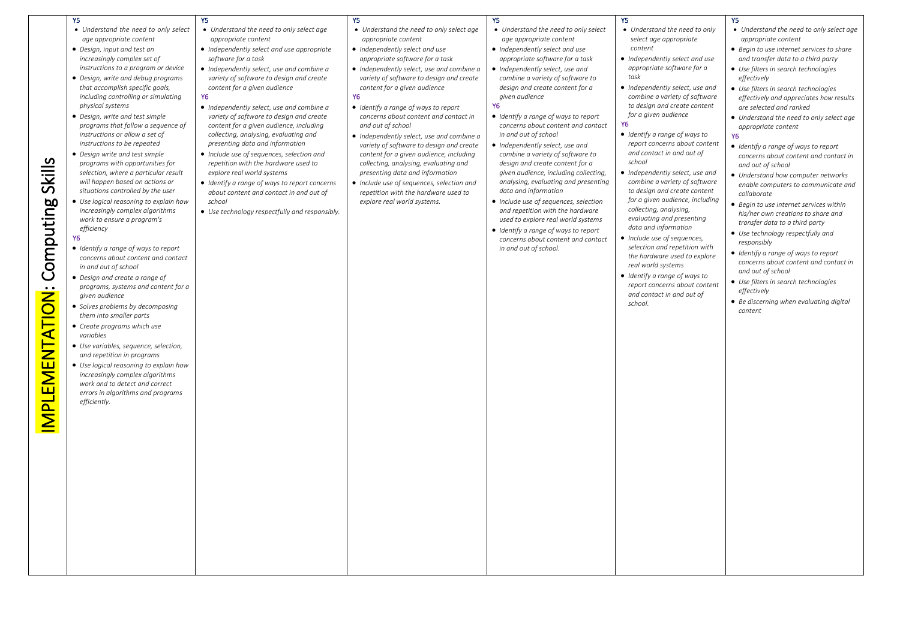| IMPLEMENTATION: Computing Skills | | | | | |
|---|---|---|---|---|---|
| **Y5**<br>• *Understand the need to only select age appropriate content*<br>• *Design, input and test an increasingly complex set of instructions to a program or device*<br>• *Design, write and debug programs that accomplish specific goals, including controlling or simulating physical systems*<br>• *Design, write and test simple programs that follow a sequence of instructions or allow a set of instructions to be repeated*<br>• *Design write and test simple programs with opportunities for selection, where a particular result will happen based on actions or situations controlled by the user*<br>• *Use logical reasoning to explain how increasingly complex algorithms work to ensure a program's efficiency*<br>**Y6**<br>• *Identify a range of ways to report concerns about content and contact in and out of school*<br>• *Design and create a range of programs, systems and content for a given audience*<br>• *Solves problems by decomposing them into smaller parts*<br>• *Create programs which use variables*<br>• *Use variables, sequence, selection, and repetition in programs*<br>• *Use logical reasoning to explain how increasingly complex algorithms work and to detect and correct errors in algorithms and programs efficiently.* | **Y5**<br>• *Understand the need to only select age appropriate content*<br>• *Independently select and use appropriate software for a task*<br>• *Independently select, use and combine a variety of software to design and create content for a given audience*<br>**Y6**<br>• *Independently select, use and combine a variety of software to design and create content for a given audience, including collecting, analysing, evaluating and presenting data and information*<br>• *Include use of sequences, selection and repetition with the hardware used to explore real world systems*<br>• *Identify a range of ways to report concerns about content and contact in and out of school*<br>• *Use technology respectfully and responsibly.* | **Y5**<br>• *Understand the need to only select age appropriate content*<br>• *Independently select and use appropriate software for a task*<br>• *Independently select, use and combine a variety of software to design and create content for a given audience*<br>**Y6**<br>• *Identify a range of ways to report concerns about content and contact in and out of school*<br>• *Independently select, use and combine a variety of software to design and create content for a given audience, including collecting, analysing, evaluating and presenting data and information*<br>• *Include use of sequences, selection and repetition with the hardware used to explore real world systems.* | **Y5**<br>• *Understand the need to only select age appropriate content*<br>• *Independently select and use appropriate software for a task*<br>• *Independently select, use and combine a variety of software to design and create content for a given audience*<br>**Y6**<br>• *Identify a range of ways to report concerns about content and contact in and out of school*<br>• *Independently select, use and combine a variety of software to design and create content for a given audience, including collecting, analysing, evaluating and presenting data and information*<br>• *Include use of sequences, selection and repetition with the hardware used to explore real world systems*<br>• *Identify a range of ways to report concerns about content and contact in and out of school.* | **Y5**<br>• *Understand the need to only select age appropriate content*<br>• *Independently select and use appropriate software for a task*<br>• *Independently select, use and combine a variety of software to design and create content for a given audience*<br>**Y6**<br>• *Identify a range of ways to report concerns about content and contact in and out of school*<br>• *Independently select, use and combine a variety of software to design and create content for a given audience, including collecting, analysing, evaluating and presenting data and information*<br>• *Include use of sequences, selection and repetition with the hardware used to explore real world systems*<br>• *Identify a range of ways to report concerns about content and contact in and out of school.* | **Y5**<br>• *Understand the need to only select age appropriate content*<br>• *Begin to use internet services to share and transfer data to a third party*<br>• *Use filters in search technologies effectively*<br>• *Use filters in search technologies effectively and appreciates how results are selected and ranked*<br>• *Understand the need to only select age appropriate content*<br>**Y6**<br>• *Identify a range of ways to report concerns about content and contact in and out of school*<br>• *Understand how computer networks enable computers to communicate and collaborate*<br>• *Begin to use internet services within his/her own creations to share and transfer data to a third party*<br>• *Use technology respectfully and responsibly*<br>• *Identify a range of ways to report concerns about content and contact in and out of school*<br>• *Use filters in search technologies effectively*<br>• *Be discerning when evaluating digital content* |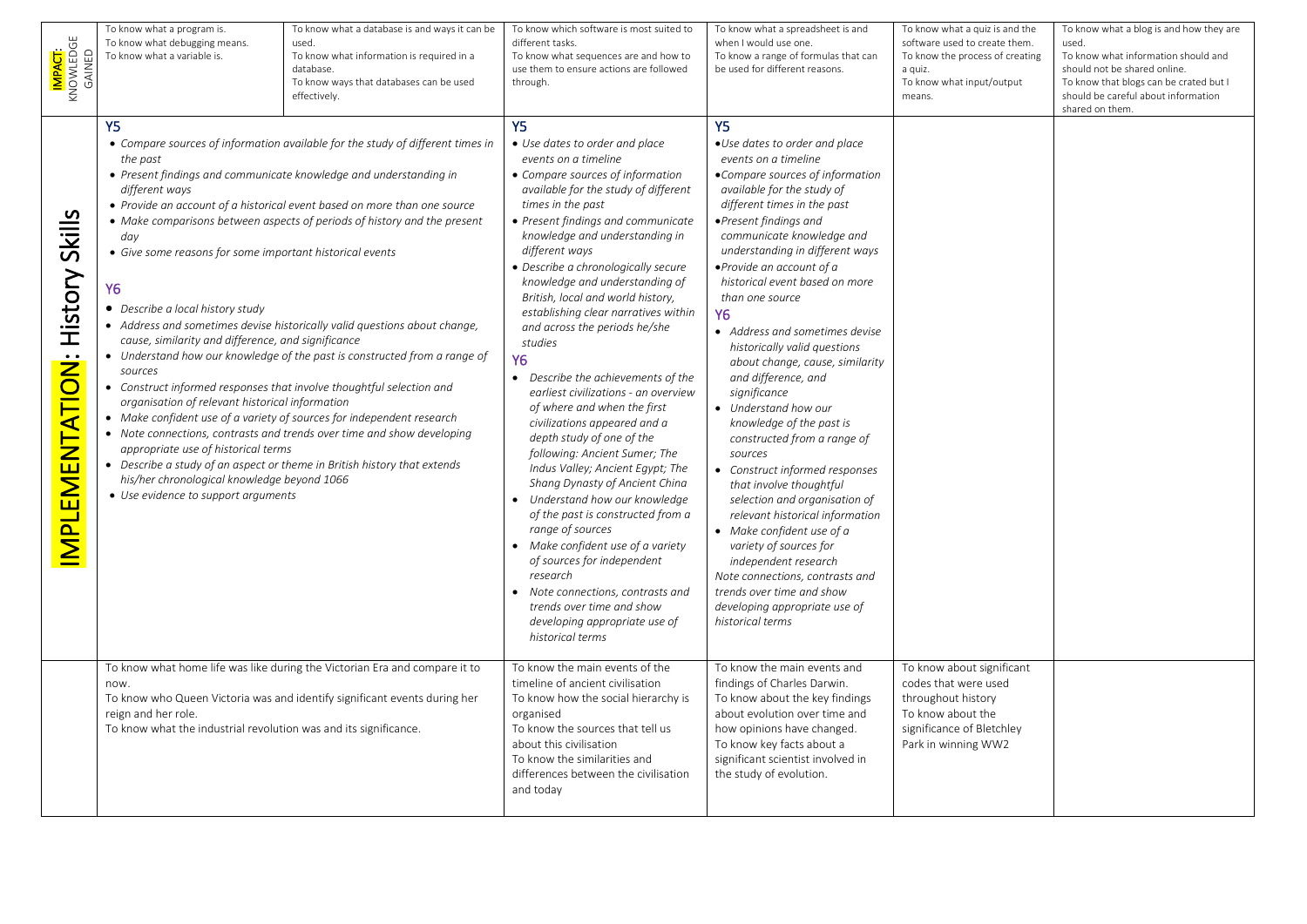| | | | | | | |
|---|---|---|---|---|---|---|
| **IMPACT**: KNOWLEDGE GAINED | To know what a program is.<br>To know what debugging means.<br>To know what a variable is. | To know what a database is and ways it can be used.<br>To know what information is required in a database.<br>To know ways that databases can be used effectively. | To know which software is most suited to different tasks.<br>To know what sequences are and how to use them to ensure actions are followed through. | To know what a spreadsheet is and when I would use one.<br>To know a range of formulas that can be used for different reasons. | To know what a quiz is and the software used to create them.<br>To know the process of creating a quiz.<br>To know what input/output means. | To know what a blog is and how they are used.<br>To know what information should and should not be shared online.<br>To know that blogs can be crated but I should be careful about information shared on them. |
| **IMPLEMENTATION**: History Skills | **Y5**<br>• *Compare sources of information available for the study of different times in the past*<br>• *Present findings and communicate knowledge and understanding in different ways*<br>• *Provide an account of a historical event based on more than one source*<br>• *Make comparisons between aspects of periods of history and the present day*<br>• *Give some reasons for some important historical events*<br>**Y6**<br>• *Describe a local history study*<br>• *Address and sometimes devise historically valid questions about change, cause, similarity and difference, and significance*<br>• *Understand how our knowledge of the past is constructed from a range of sources*<br>• *Construct informed responses that involve thoughtful selection and organisation of relevant historical information*<br>• *Make confident use of a variety of sources for independent research*<br>• *Note connections, contrasts and trends over time and show developing appropriate use of historical terms*<br>• *Describe a study of an aspect or theme in British history that extends his/her chronological knowledge beyond 1066*<br>• *Use evidence to support arguments* | | **Y5**<br>• *Use dates to order and place events on a timeline*<br>• *Compare sources of information available for the study of different times in the past*<br>• *Present findings and communicate knowledge and understanding in different ways*<br>• *Describe a chronologically secure knowledge and understanding of British, local and world history, establishing clear narratives within and across the periods he/she studies*<br>**Y6**<br>• *Describe the achievements of the earliest civilizations - an overview of where and when the first civilizations appeared and a depth study of one of the following: Ancient Sumer; The Indus Valley; Ancient Egypt; The Shang Dynasty of Ancient China*<br>• *Understand how our knowledge of the past is constructed from a range of sources*<br>• *Make confident use of a variety of sources for independent research*<br>• *Note connections, contrasts and trends over time and show developing appropriate use of historical terms* | **Y5**<br>• *Use dates to order and place events on a timeline*<br>• *Compare sources of information available for the study of different times in the past*<br>• *Present findings and communicate knowledge and understanding in different ways*<br>• *Provide an account of a historical event based on more than one source*<br>**Y6**<br>• *Address and sometimes devise historically valid questions about change, cause, similarity and difference, and significance*<br>• *Understand how our knowledge of the past is constructed from a range of sources*<br>• *Construct informed responses that involve thoughtful selection and organisation of relevant historical information*<br>• *Make confident use of a variety of sources for independent research*<br>*Note connections, contrasts and trends over time and show developing appropriate use of historical terms* | | |
| | To know what home life was like during the Victorian Era and compare it to now.<br>To know who Queen Victoria was and identify significant events during her reign and her role.<br>To know what the industrial revolution was and its significance. | | To know the main events of the timeline of ancient civilisation<br>To know how the social hierarchy is organised<br>To know the sources that tell us about this civilisation<br>To know the similarities and differences between the civilisation and today | To know the main events and findings of Charles Darwin.<br>To know about the key findings about evolution over time and how opinions have changed.<br>To know key facts about a significant scientist involved in the study of evolution. | To know about significant codes that were used throughout history<br>To know about the significance of Bletchley Park in winning WW2 | |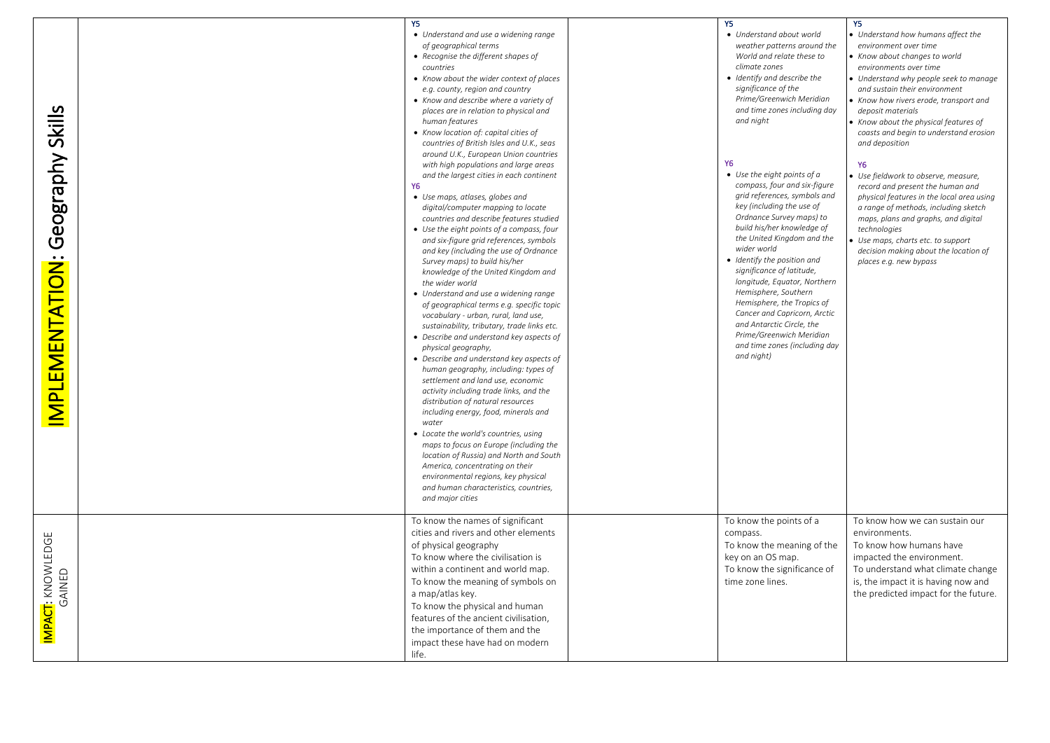| | | | | | |
|---|---|---|---|---|---|
| **IMPLEMENTATION: Geography Skills** | | Y5<br>• *Understand and use a widening range of geographical terms*<br>• *Recognise the different shapes of countries*<br>• *Know about the wider context of places e.g. county, region and country*<br>• *Know and describe where a variety of places are in relation to physical and human features*<br>• *Know location of: capital cities of countries of British Isles and U.K., seas around U.K., European Union countries with high populations and large areas and the largest cities in each continent*<br>Y6<br>• *Use maps, atlases, globes and digital/computer mapping to locate countries and describe features studied*<br>• *Use the eight points of a compass, four and six-figure grid references, symbols and key (including the use of Ordnance Survey maps) to build his/her knowledge of the United Kingdom and the wider world*<br>• *Understand and use a widening range of geographical terms e.g. specific topic vocabulary - urban, rural, land use, sustainability, tributary, trade links etc.*<br>• *Describe and understand key aspects of physical geography,*<br>• *Describe and understand key aspects of human geography, including: types of settlement and land use, economic activity including trade links, and the distribution of natural resources including energy, food, minerals and water*<br>• *Locate the world's countries, using maps to focus on Europe (including the location of Russia) and North and South America, concentrating on their environmental regions, key physical and human characteristics, countries, and major cities* | | Y5<br>• *Understand about world weather patterns around the World and relate these to climate zones*<br>• *Identify and describe the significance of the Prime/Greenwich Meridian and time zones including day and night*<br>Y6<br>• *Use the eight points of a compass, four and six-figure grid references, symbols and key (including the use of Ordnance Survey maps) to build his/her knowledge of the United Kingdom and the wider world*<br>• *Identify the position and significance of latitude, longitude, Equator, Northern Hemisphere, Southern Hemisphere, the Tropics of Cancer and Capricorn, Arctic and Antarctic Circle, the Prime/Greenwich Meridian and time zones (including day and night)* | Y5<br>• *Understand how humans affect the environment over time*<br>• *Know about changes to world environments over time*<br>• *Understand why people seek to manage and sustain their environment*<br>• *Know how rivers erode, transport and deposit materials*<br>• *Know about the physical features of coasts and begin to understand erosion and deposition*<br>Y6<br>• *Use fieldwork to observe, measure, record and present the human and physical features in the local area using a range of methods, including sketch maps, plans and graphs, and digital technologies*<br>• *Use maps, charts etc. to support decision making about the location of places e.g. new bypass* |
| **IMPACT: KNOWLEDGE GAINED** | | To know the names of significant cities and rivers and other elements of physical geography<br>To know where the civilisation is within a continent and world map.<br>To know the meaning of symbols on a map/atlas key.<br>To know the physical and human features of the ancient civilisation, the importance of them and the impact these have had on modern life. | | To know the points of a compass.<br>To know the meaning of the key on an OS map.<br>To know the significance of time zone lines. | To know how we can sustain our environments.<br>To know how humans have impacted the environment.<br>To understand what climate change is, the impact it is having now and the predicted impact for the future. |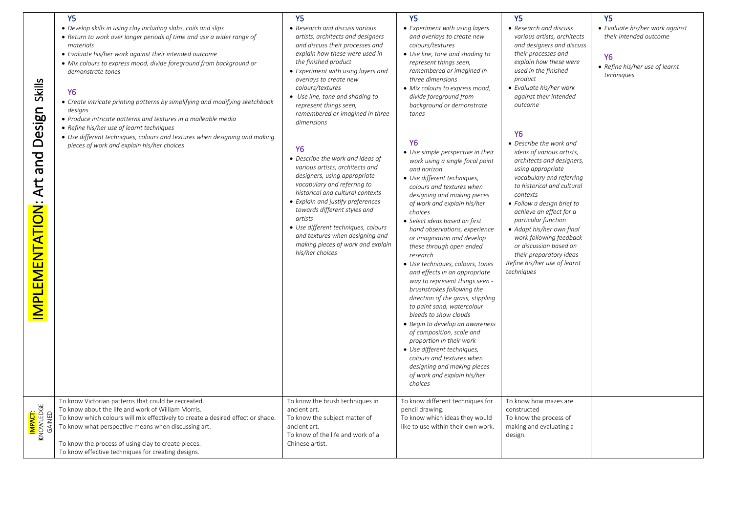| IMPLEMENTATION: Art and Design Skills | | | | | |
|---|---|---|---|---|---|
| | **Y5**<br>• *Develop skills in using clay including slabs, coils and slips*<br>• *Return to work over longer periods of time and use a wider range of materials*<br>• *Evaluate his/her work against their intended outcome*<br>• *Mix colours to express mood, divide foreground from background or demonstrate tones*<br><br>**Y6**<br>• *Create intricate printing patterns by simplifying and modifying sketchbook designs*<br>• *Produce intricate patterns and textures in a malleable media*<br>• *Refine his/her use of learnt techniques*<br>• *Use different techniques, colours and textures when designing and making pieces of work and explain his/her choices* | **Y5**<br>• *Research and discuss various artists, architects and designers and discuss their processes and explain how these were used in the finished product*<br>• *Experiment with using layers and overlays to create new colours/textures*<br>• *Use line, tone and shading to represent things seen, remembered or imagined in three dimensions*<br><br>**Y6**<br>• *Describe the work and ideas of various artists, architects and designers, using appropriate vocabulary and referring to historical and cultural contexts*<br>• *Explain and justify preferences towards different styles and artists*<br>• *Use different techniques, colours and textures when designing and making pieces of work and explain his/her choices* | **Y5**<br>• *Experiment with using layers and overlays to create new colours/textures*<br>• *Use line, tone and shading to represent things seen, remembered or imagined in three dimensions*<br>• *Mix colours to express mood, divide foreground from background or demonstrate tones*<br><br>**Y6**<br>• *Use simple perspective in their work using a single focal point and horizon*<br>• *Use different techniques, colours and textures when designing and making pieces of work and explain his/her choices*<br>• *Select ideas based on first hand observations, experience or imagination and develop these through open ended research*<br>• *Use techniques, colours, tones and effects in an appropriate way to represent things seen - brushstrokes following the direction of the grass, stippling to paint sand, watercolour bleeds to show clouds*<br>• *Begin to develop an awareness of composition, scale and proportion in their work*<br>• *Use different techniques, colours and textures when designing and making pieces of work and explain his/her choices* | **Y5**<br>• *Research and discuss various artists, architects and designers and discuss their processes and explain how these were used in the finished product*<br>• *Evaluate his/her work against their intended outcome*<br><br>**Y6**<br>• *Describe the work and ideas of various artists, architects and designers, using appropriate vocabulary and referring to historical and cultural contexts*<br>• *Follow a design brief to achieve an effect for a particular function*<br>• *Adapt his/her own final work following feedback or discussion based on their preparatory ideas*<br>*Refine his/her use of learnt techniques* | **Y5**<br>• *Evaluate his/her work against their intended outcome*<br><br>**Y6**<br>• *Refine his/her use of learnt techniques* |
| IMPACT: KNOWLEDGE GAINED | To know Victorian patterns that could be recreated.<br>To know about the life and work of William Morris.<br>To know which colours will mix effectively to create a desired effect or shade.<br>To know what perspective means when discussing art.<br><br>To know the process of using clay to create pieces.<br>To know effective techniques for creating designs. | To know the brush techniques in ancient art.<br>To know the subject matter of ancient art.<br>To know of the life and work of a Chinese artist. | To know different techniques for pencil drawing.<br>To know which ideas they would like to use within their own work. | To know how mazes are constructed<br>To know the process of making and evaluating a design. | |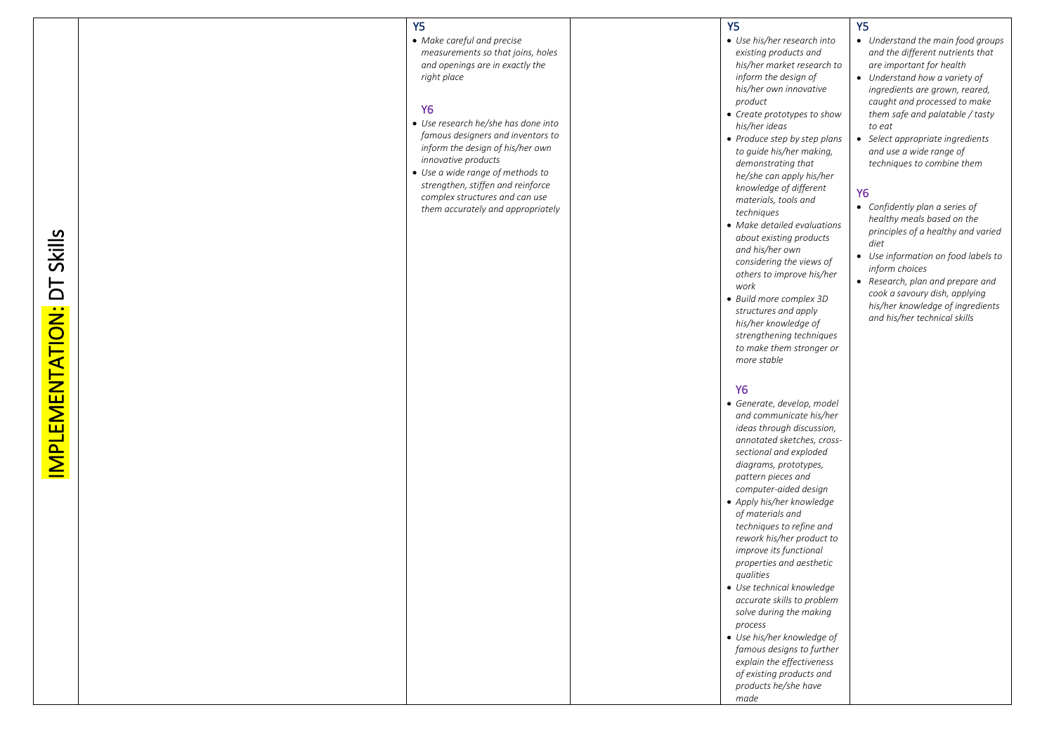| IMPLEMENTATION: DT Skills | | **Y5**<br>• *Make careful and precise measurements so that joins, holes and openings are in exactly the right place*<br><br>**Y6**<br>• *Use research he/she has done into famous designers and inventors to inform the design of his/her own innovative products*<br>• *Use a wide range of methods to strengthen, stiffen and reinforce complex structures and can use them accurately and appropriately* | | **Y5**<br>• *Use his/her research into existing products and his/her market research to inform the design of his/her own innovative product*<br>• *Create prototypes to show his/her ideas*<br>• *Produce step by step plans to guide his/her making, demonstrating that he/she can apply his/her knowledge of different materials, tools and techniques*<br>• *Make detailed evaluations about existing products and his/her own considering the views of others to improve his/her work*<br>• *Build more complex 3D structures and apply his/her knowledge of strengthening techniques to make them stronger or more stable*<br><br>**Y6**<br>• *Generate, develop, model and communicate his/her ideas through discussion, annotated sketches, cross-sectional and exploded diagrams, prototypes, pattern pieces and computer-aided design*<br>• *Apply his/her knowledge of materials and techniques to refine and rework his/her product to improve its functional properties and aesthetic qualities*<br>• *Use technical knowledge accurate skills to problem solve during the making process*<br>• *Use his/her knowledge of famous designs to further explain the effectiveness of existing products and products he/she have made* | **Y5**<br>• *Understand the main food groups and the different nutrients that are important for health*<br>• *Understand how a variety of ingredients are grown, reared, caught and processed to make them safe and palatable / tasty to eat*<br>• *Select appropriate ingredients and use a wide range of techniques to combine them*<br><br>**Y6**<br>• *Confidently plan a series of healthy meals based on the principles of a healthy and varied diet*<br>• *Use information on food labels to inform choices*<br>• *Research, plan and prepare and cook a savoury dish, applying his/her knowledge of ingredients and his/her technical skills* |
|---|---|---|---|---|---|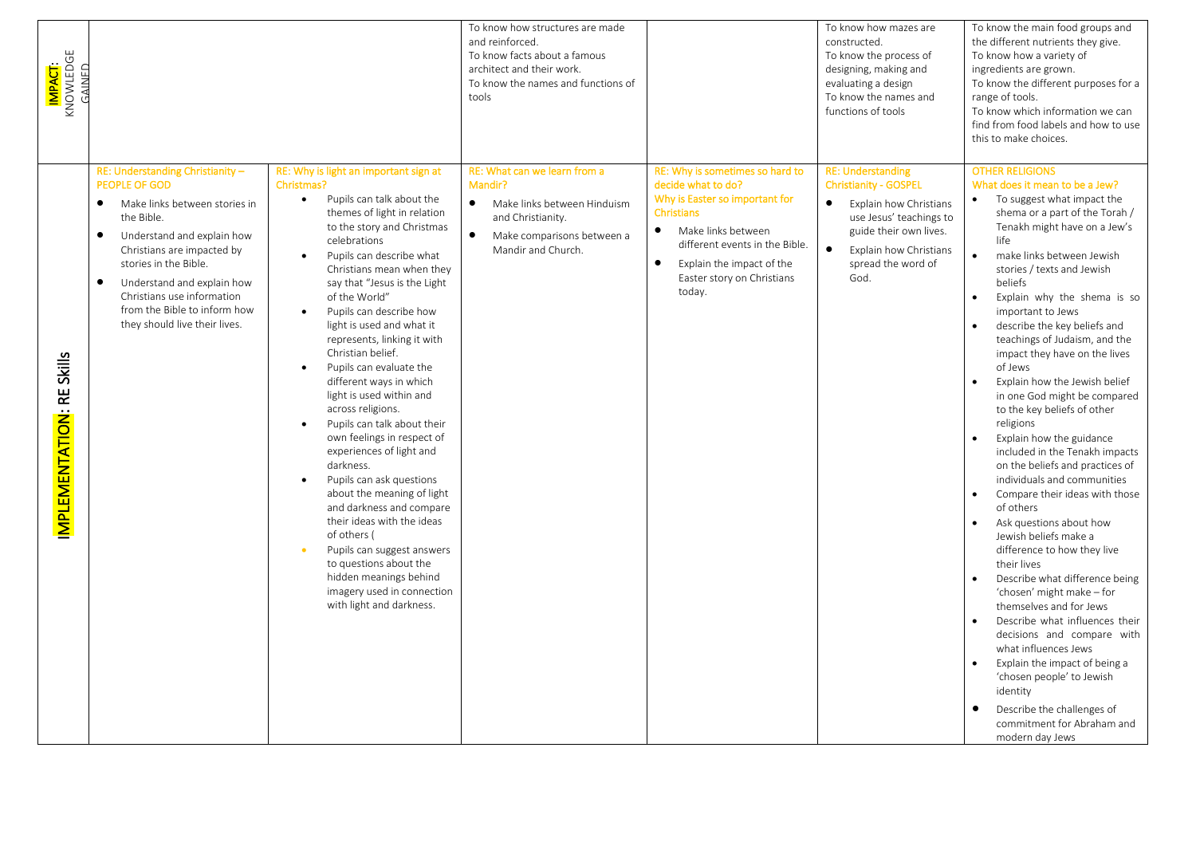| | | | | | | |
|---|---|---|---|---|---|---|
| **IMPACT:** KNOWLEDGE GAINED | | | To know how structures are made and reinforced.<br>To know facts about a famous architect and their work.<br>To know the names and functions of tools | | To know how mazes are constructed.<br>To know the process of designing, making and evaluating a design<br>To know the names and functions of tools | To know the main food groups and the different nutrients they give.<br>To know how a variety of ingredients are grown.<br>To know the different purposes for a range of tools.<br>To know which information we can find from food labels and how to use this to make choices. |
| **IMPLEMENTATION**: RE Skills | RE: Understanding Christianity – PEOPLE OF GOD<br>• Make links between stories in the Bible.<br>• Understand and explain how Christians are impacted by stories in the Bible.<br>• Understand and explain how Christians use information from the Bible to inform how they should live their lives. | RE: Why is light an important sign at Christmas?<br>• Pupils can talk about the themes of light in relation to the story and Christmas celebrations<br>• Pupils can describe what Christians mean when they say that "Jesus is the Light of the World"<br>• Pupils can describe how light is used and what it represents, linking it with Christian belief.<br>• Pupils can evaluate the different ways in which light is used within and across religions.<br>• Pupils can talk about their own feelings in respect of experiences of light and darkness.<br>• Pupils can ask questions about the meaning of light and darkness and compare their ideas with the ideas of others (<br>• Pupils can suggest answers to questions about the hidden meanings behind imagery used in connection with light and darkness. | RE: What can we learn from a Mandir?<br>• Make links between Hinduism and Christianity.<br>• Make comparisons between a Mandir and Church. | RE: Why is sometimes so hard to decide what to do?<br>Why is Easter so important for Christians<br>• Make links between different events in the Bible.<br>• Explain the impact of the Easter story on Christians today. | RE: Understanding Christianity - GOSPEL<br>• Explain how Christians use Jesus' teachings to guide their own lives.<br>• Explain how Christians spread the word of God. | OTHER RELIGIONS<br>What does it mean to be a Jew?<br>• To suggest what impact the shema or a part of the Torah / Tenakh might have on a Jew's life<br>• make links between Jewish stories / texts and Jewish beliefs<br>• Explain why the shema is so important to Jews<br>• describe the key beliefs and teachings of Judaism, and the impact they have on the lives of Jews<br>• Explain how the Jewish belief in one God might be compared to the key beliefs of other religions<br>• Explain how the guidance included in the Tenakh impacts on the beliefs and practices of individuals and communities<br>• Compare their ideas with those of others<br>• Ask questions about how Jewish beliefs make a difference to how they live their lives<br>• Describe what difference being 'chosen' might make – for themselves and for Jews<br>• Describe what influences their decisions and compare with what influences Jews<br>• Explain the impact of being a 'chosen people' to Jewish identity<br>• Describe the challenges of commitment for Abraham and modern day Jews |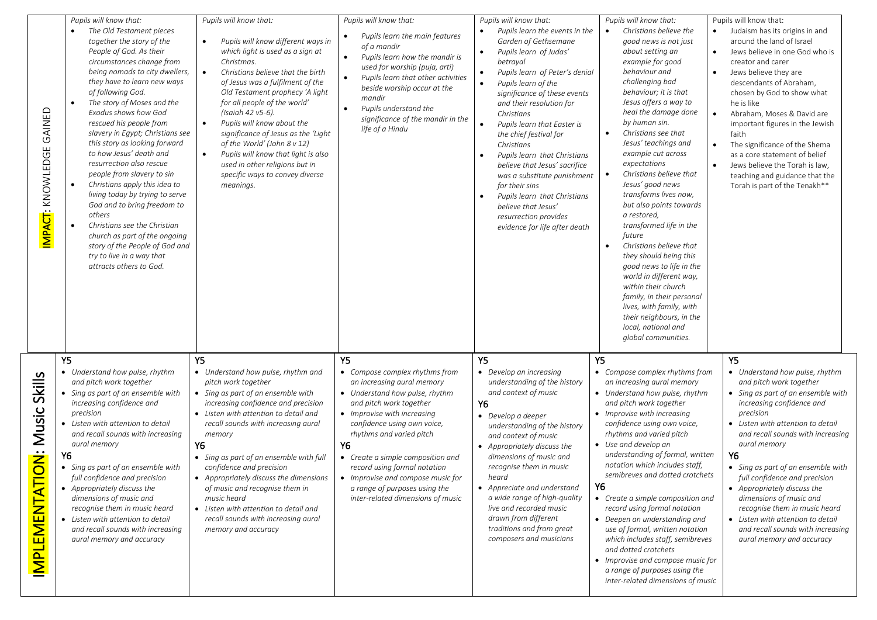| | | | | | | |
|---|---|---|---|---|---|---|
| **IMPACT:** KNOWLEDGE GAINED | *Pupils will know that:*<br>• *The Old Testament pieces together the story of the People of God. As their circumstances change from being nomads to city dwellers, they have to learn new ways of following God.*<br>• *The story of Moses and the Exodus shows how God rescued his people from slavery in Egypt; Christians see this story as looking forward to how Jesus' death and resurrection also rescue people from slavery to sin*<br>• *Christians apply this idea to living today by trying to serve God and to bring freedom to others*<br>• *Christians see the Christian church as part of the ongoing story of the People of God and try to live in a way that attracts others to God.* | *Pupils will know that:*<br>• *Pupils will know different ways in which light is used as a sign at Christmas.*<br>• *Christians believe that the birth of Jesus was a fulfilment of the Old Testament prophecy 'A light for all people of the world' (Isaiah 42 v5-6).*<br>• *Pupils will know about the significance of Jesus as the 'Light of the World' (John 8 v 12)*<br>• *Pupils will know that light is also used in other religions but in specific ways to convey diverse meanings.* | *Pupils will know that:*<br>• *Pupils learn the main features of a mandir*<br>• *Pupils learn how the mandir is used for worship (puja, arti)*<br>• *Pupils learn that other activities beside worship occur at the mandir*<br>• *Pupils understand the significance of the mandir in the life of a Hindu* | *Pupils will know that:*<br>• *Pupils learn the events in the Garden of Gethsemane*<br>• *Pupils learn of Judas' betrayal*<br>• *Pupils learn of Peter's denial*<br>• *Pupils learn of the significance of these events and their resolution for Christians*<br>• *Pupils learn that Easter is the chief festival for Christians*<br>• *Pupils learn that Christians believe that Jesus' sacrifice was a substitute punishment for their sins*<br>• *Pupils learn that Christians believe that Jesus' resurrection provides evidence for life after death* | *Pupils will know that:*<br>• *Christians believe the good news is not just about setting an example for good behaviour and challenging bad behaviour; it is that Jesus offers a way to heal the damage done by human sin.*<br>• *Christians see that Jesus' teachings and example cut across expectations*<br>• *Christians believe that Jesus' good news transforms lives now, but also points towards a restored, transformed life in the future*<br>• *Christians believe that they should being this good news to life in the world in different way, within their church family, in their personal lives, with family, with their neighbours, in the local, national and global communities.* | Pupils will know that:<br>• Judaism has its origins in and around the land of Israel<br>• Jews believe in one God who is creator and carer<br>• Jews believe they are descendants of Abraham, chosen by God to show what he is like<br>• Abraham, Moses & David are important figures in the Jewish faith<br>• The significance of the Shema as a core statement of belief<br>• Jews believe the Torah is law, teaching and guidance that the Torah is part of the Tenakh** |
| **IMPLEMENTATION:** Music Skills | Y5<br>• *Understand how pulse, rhythm and pitch work together*<br>• *Sing as part of an ensemble with increasing confidence and precision*<br>• *Listen with attention to detail and recall sounds with increasing aural memory*<br>Y6<br>• *Sing as part of an ensemble with full confidence and precision*<br>• *Appropriately discuss the dimensions of music and recognise them in music heard*<br>• *Listen with attention to detail and recall sounds with increasing aural memory and accuracy* | Y5<br>• *Understand how pulse, rhythm and pitch work together*<br>• *Sing as part of an ensemble with increasing confidence and precision*<br>• *Listen with attention to detail and recall sounds with increasing aural memory*<br>Y6<br>• *Sing as part of an ensemble with full confidence and precision*<br>• *Appropriately discuss the dimensions of music and recognise them in music heard*<br>• *Listen with attention to detail and recall sounds with increasing aural memory and accuracy* | Y5<br>• *Compose complex rhythms from an increasing aural memory*<br>• *Understand how pulse, rhythm and pitch work together*<br>• *Improvise with increasing confidence using own voice, rhythms and varied pitch*<br>Y6<br>• *Create a simple composition and record using formal notation*<br>• *Improvise and compose music for a range of purposes using the inter-related dimensions of music* | Y5<br>• *Develop an increasing understanding of the history and context of music*<br>Y6<br>• *Develop a deeper understanding of the history and context of music*<br>• *Appropriately discuss the dimensions of music and recognise them in music heard*<br>• *Appreciate and understand a wide range of high-quality live and recorded music drawn from different traditions and from great composers and musicians* | Y5<br>• *Compose complex rhythms from an increasing aural memory*<br>• *Understand how pulse, rhythm and pitch work together*<br>• *Improvise with increasing confidence using own voice, rhythms and varied pitch*<br>• *Use and develop an understanding of formal, written notation which includes staff, semibreves and dotted crotchets*<br>Y6<br>• *Create a simple composition and record using formal notation*<br>• *Deepen an understanding and use of formal, written notation which includes staff, semibreves and dotted crotchets*<br>• *Improvise and compose music for a range of purposes using the inter-related dimensions of music* | Y5<br>• *Understand how pulse, rhythm and pitch work together*<br>• *Sing as part of an ensemble with increasing confidence and precision*<br>• *Listen with attention to detail and recall sounds with increasing aural memory*<br>Y6<br>• *Sing as part of an ensemble with full confidence and precision*<br>• *Appropriately discuss the dimensions of music and recognise them in music heard*<br>• *Listen with attention to detail and recall sounds with increasing aural memory and accuracy* |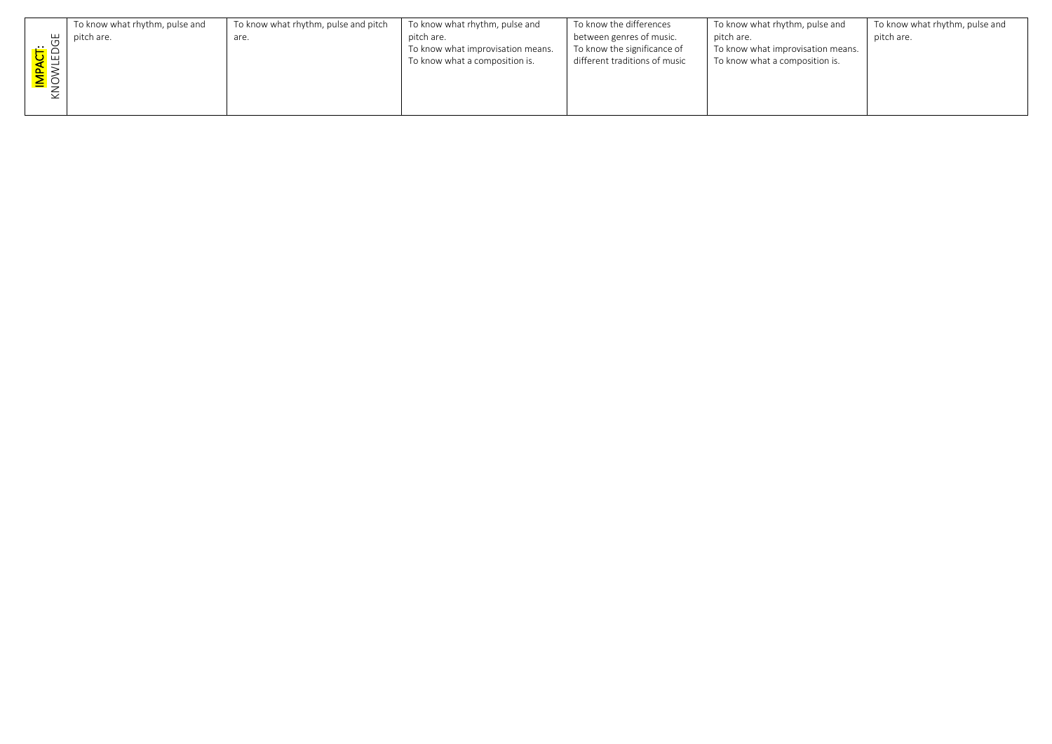| IMPACT: KNOWLEDGE | To know what rhythm, pulse and pitch are. | To know what rhythm, pulse and pitch are. | To know what rhythm, pulse and pitch are. To know what improvisation means. To know what a composition is. | To know the differences between genres of music. To know the significance of different traditions of music | To know what rhythm, pulse and pitch are. To know what improvisation means. To know what a composition is. | To know what rhythm, pulse and pitch are. |
|---|---|---|---|---|---|---|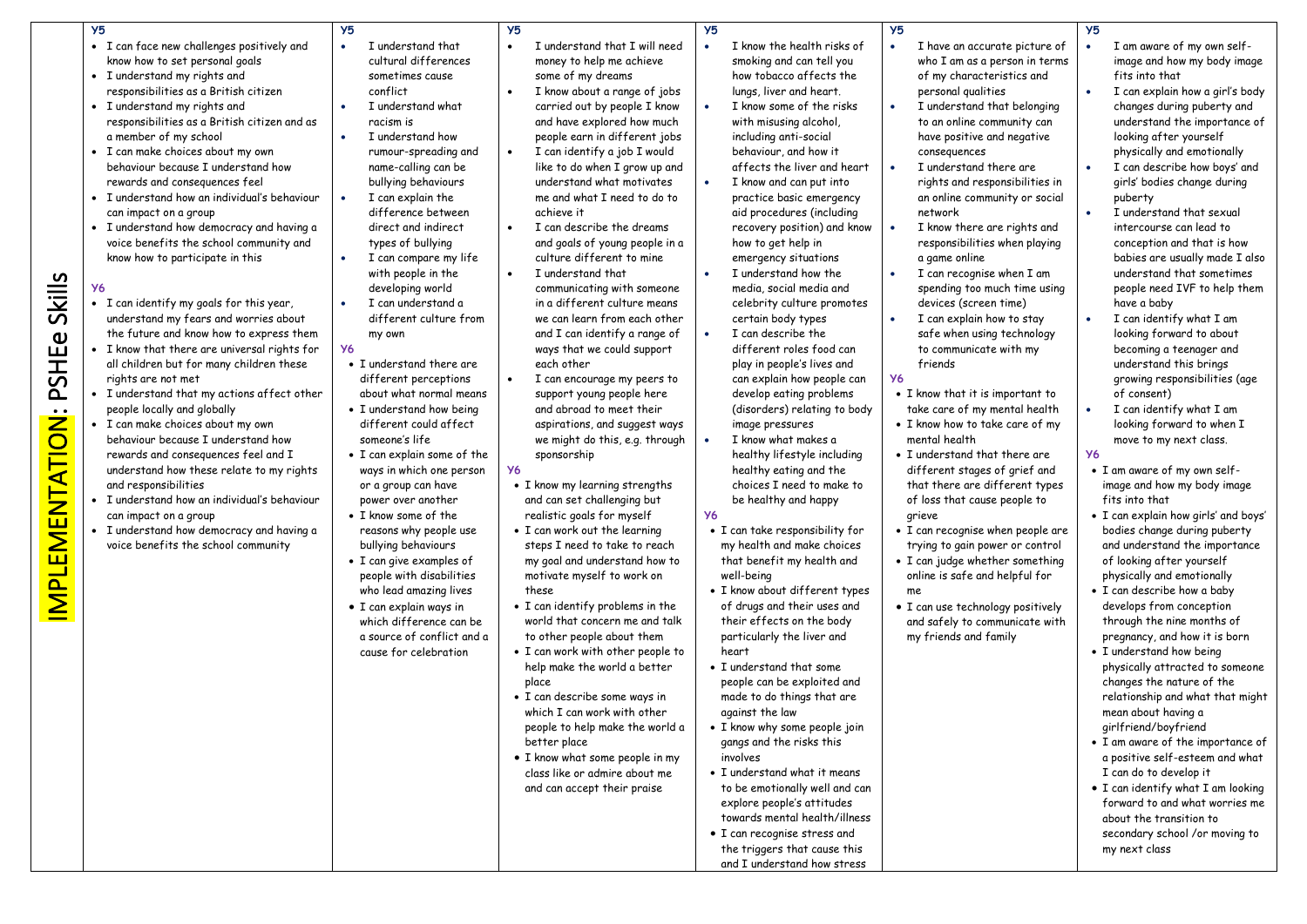# IMPLEMENTATION: PSHEe Skills

| Y5 / Y6 | Y5 / Y6 | Y5 / Y6 | Y5 / Y6 | Y5 / Y6 | Y5 / Y6 |
|---|---|---|---|---|---|
| **Y5**<br>• I can face new challenges positively and know how to set personal goals<br>• I understand my rights and responsibilities as a British citizen<br>• I understand my rights and responsibilities as a British citizen and as a member of my school<br>• I can make choices about my own behaviour because I understand how rewards and consequences feel<br>• I understand how an individual's behaviour can impact on a group<br>• I understand how democracy and having a voice benefits the school community and know how to participate in this<br><br>**Y6**<br>• I can identify my goals for this year, understand my fears and worries about the future and know how to express them<br>• I know that there are universal rights for all children but for many children these rights are not met<br>• I understand that my actions affect other people locally and globally<br>• I can make choices about my own behaviour because I understand how rewards and consequences feel and I understand how these relate to my rights and responsibilities<br>• I understand how an individual's behaviour can impact on a group<br>• I understand how democracy and having a voice benefits the school community | **Y5**<br>• I understand that cultural differences sometimes cause conflict<br>• I understand what racism is<br>• I understand how rumour-spreading and name-calling can be bullying behaviours<br>• I can explain the difference between direct and indirect types of bullying<br>• I can compare my life with people in the developing world<br>• I can understand a different culture from my own<br>**Y6**<br>• I understand there are different perceptions about what normal means<br>• I understand how being different could affect someone's life<br>• I can explain some of the ways in which one person or a group can have power over another<br>• I know some of the reasons why people use bullying behaviours<br>• I can give examples of people with disabilities who lead amazing lives<br>• I can explain ways in which difference can be a source of conflict and a cause for celebration | **Y5**<br>• I understand that I will need money to help me achieve some of my dreams<br>• I know about a range of jobs carried out by people I know and have explored how much people earn in different jobs<br>• I can identify a job I would like to do when I grow up and understand what motivates me and what I need to do to achieve it<br>• I can describe the dreams and goals of young people in a culture different to mine<br>• I understand that communicating with someone in a different culture means we can learn from each other and I can identify a range of ways that we could support each other<br>• I can encourage my peers to support young people here and abroad to meet their aspirations, and suggest ways we might do this, e.g. through sponsorship<br>**Y6**<br>• I know my learning strengths and can set challenging but realistic goals for myself<br>• I can work out the learning steps I need to take to reach my goal and understand how to motivate myself to work on these<br>• I can identify problems in the world that concern me and talk to other people about them<br>• I can work with other people to help make the world a better place<br>• I can describe some ways in which I can work with other people to help make the world a better place<br>• I know what some people in my class like or admire about me and can accept their praise | **Y5**<br>• I know the health risks of smoking and can tell you how tobacco affects the lungs, liver and heart.<br>• I know some of the risks with misusing alcohol, including anti-social behaviour, and how it affects the liver and heart<br>• I know and can put into practice basic emergency aid procedures (including recovery position) and know how to get help in emergency situations<br>• I understand how the media, social media and celebrity culture promotes certain body types<br>• I can describe the different roles food can play in people's lives and can explain how people can develop eating problems (disorders) relating to body image pressures<br>• I know what makes a healthy lifestyle including healthy eating and the choices I need to make to be healthy and happy<br>**Y6**<br>• I can take responsibility for my health and make choices that benefit my health and well-being<br>• I know about different types of drugs and their uses and their effects on the body particularly the liver and heart<br>• I understand that some people can be exploited and made to do things that are against the law<br>• I know why some people join gangs and the risks this involves<br>• I understand what it means to be emotionally well and can explore people's attitudes towards mental health/illness<br>• I can recognise stress and the triggers that cause this and I understand how stress | **Y5**<br>• I have an accurate picture of who I am as a person in terms of my characteristics and personal qualities<br>• I understand that belonging to an online community can have positive and negative consequences<br>• I understand there are rights and responsibilities in an online community or social network<br>• I know there are rights and responsibilities when playing a game online<br>• I can recognise when I am spending too much time using devices (screen time)<br>• I can explain how to stay safe when using technology to communicate with my friends<br>**Y6**<br>• I know that it is important to take care of my mental health<br>• I know how to take care of my mental health<br>• I understand that there are different stages of grief and that there are different types of loss that cause people to grieve<br>• I can recognise when people are trying to gain power or control<br>• I can judge whether something online is safe and helpful for me<br>• I can use technology positively and safely to communicate with my friends and family | **Y5**<br>• I am aware of my own self-image and how my body image fits into that<br>• I can explain how a girl's body changes during puberty and understand the importance of looking after yourself physically and emotionally<br>• I can describe how boys' and girls' bodies change during puberty<br>• I understand that sexual intercourse can lead to conception and that is how babies are usually made I also understand that sometimes people need IVF to help them have a baby<br>• I can identify what I am looking forward to about becoming a teenager and understand this brings growing responsibilities (age of consent)<br>• I can identify what I am looking forward to when I move to my next class.<br>**Y6**<br>• I am aware of my own self-image and how my body image fits into that<br>• I can explain how girls' and boys' bodies change during puberty and understand the importance of looking after yourself physically and emotionally<br>• I can describe how a baby develops from conception through the nine months of pregnancy, and how it is born<br>• I understand how being physically attracted to someone changes the nature of the relationship and what that might mean about having a girlfriend/boyfriend<br>• I am aware of the importance of a positive self-esteem and what I can do to develop it<br>• I can identify what I am looking forward to and what worries me about the transition to secondary school /or moving to my next class |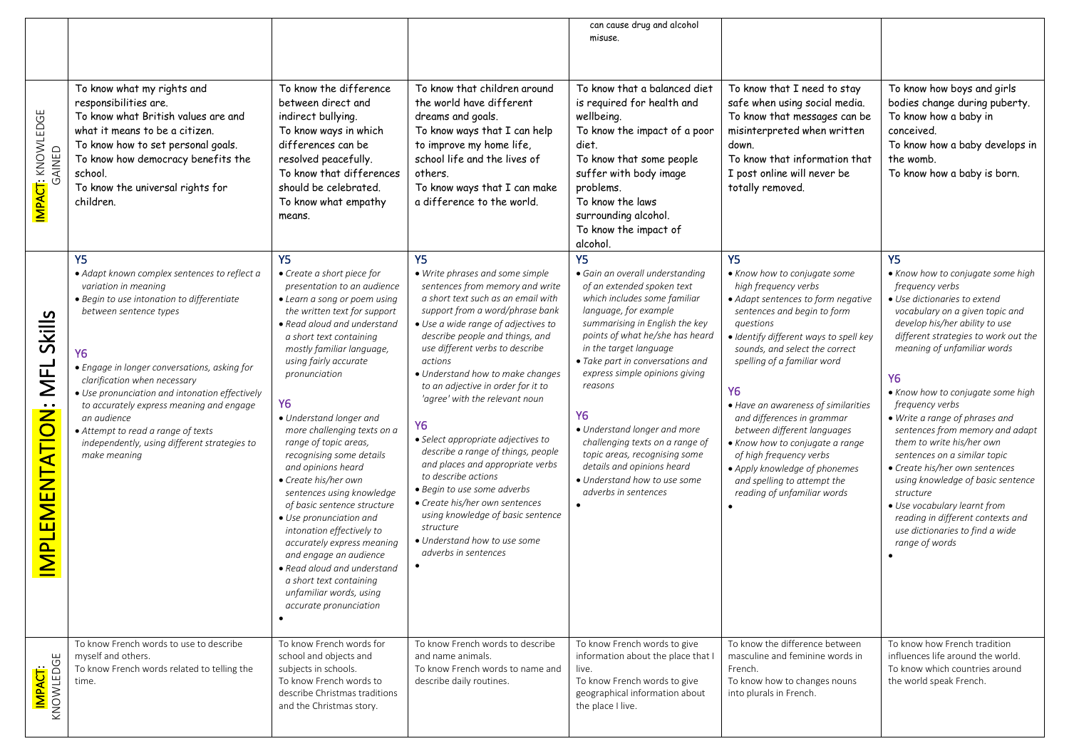| | | | | | | |
|---|---|---|---|---|---|---|
| | | | | can cause drug and alcohol misuse. | | |
| **IMPACT**: KNOWLEDGE GAINED | To know what my rights and responsibilities are.<br>To know what British values are and what it means to be a citizen.<br>To know how to set personal goals.<br>To know how democracy benefits the school.<br>To know the universal rights for children. | To know the difference between direct and indirect bullying.<br>To know ways in which differences can be resolved peacefully.<br>To know that differences should be celebrated.<br>To know what empathy means. | To know that children around the world have different dreams and goals.<br>To know ways that I can help to improve my home life, school life and the lives of others.<br>To know ways that I can make a difference to the world. | To know that a balanced diet is required for health and wellbeing.<br>To know the impact of a poor diet.<br>To know that some people suffer with body image problems.<br>To know the laws surrounding alcohol.<br>To know the impact of alcohol. | To know that I need to stay safe when using social media.<br>To know that messages can be misinterpreted when written down.<br>To know that information that I post online will never be totally removed. | To know how boys and girls bodies change during puberty.<br>To know how a baby in conceived.<br>To know how a baby develops in the womb.<br>To know how a baby is born. |
| **IMPLEMENTATION**: MFL Skills | **Y5**<br>• *Adapt known complex sentences to reflect a variation in meaning*<br>• *Begin to use intonation to differentiate between sentence types*<br><br>**Y6**<br>• *Engage in longer conversations, asking for clarification when necessary*<br>• *Use pronunciation and intonation effectively to accurately express meaning and engage an audience*<br>• *Attempt to read a range of texts independently, using different strategies to make meaning* | **Y5**<br>• *Create a short piece for presentation to an audience*<br>• *Learn a song or poem using the written text for support*<br>• *Read aloud and understand a short text containing mostly familiar language, using fairly accurate pronunciation*<br><br>**Y6**<br>• *Understand longer and more challenging texts on a range of topic areas, recognising some details and opinions heard*<br>• *Create his/her own sentences using knowledge of basic sentence structure*<br>• *Use pronunciation and intonation effectively to accurately express meaning and engage an audience*<br>• *Read aloud and understand a short text containing unfamiliar words, using accurate pronunciation*<br>• | **Y5**<br>• *Write phrases and some simple sentences from memory and write a short text such as an email with support from a word/phrase bank*<br>• *Use a wide range of adjectives to describe people and things, and use different verbs to describe actions*<br>• *Understand how to make changes to an adjective in order for it to 'agree' with the relevant noun*<br><br>**Y6**<br>• *Select appropriate adjectives to describe a range of things, people and places and appropriate verbs to describe actions*<br>• *Begin to use some adverbs*<br>• *Create his/her own sentences using knowledge of basic sentence structure*<br>• *Understand how to use some adverbs in sentences*<br>• | **Y5**<br>• *Gain an overall understanding of an extended spoken text which includes some familiar language, for example summarising in English the key points of what he/she has heard in the target language*<br>• *Take part in conversations and express simple opinions giving reasons*<br><br>**Y6**<br>• *Understand longer and more challenging texts on a range of topic areas, recognising some details and opinions heard*<br>• *Understand how to use some adverbs in sentences*<br>• | **Y5**<br>• *Know how to conjugate some high frequency verbs*<br>• *Adapt sentences to form negative sentences and begin to form questions*<br>• *Identify different ways to spell key sounds, and select the correct spelling of a familiar word*<br><br>**Y6**<br>• *Have an awareness of similarities and differences in grammar between different languages*<br>• *Know how to conjugate a range of high frequency verbs*<br>• *Apply knowledge of phonemes and spelling to attempt the reading of unfamiliar words*<br>• | **Y5**<br>• *Know how to conjugate some high frequency verbs*<br>• *Use dictionaries to extend vocabulary on a given topic and develop his/her ability to use different strategies to work out the meaning of unfamiliar words*<br><br>**Y6**<br>• *Know how to conjugate some high frequency verbs*<br>• *Write a range of phrases and sentences from memory and adapt them to write his/her own sentences on a similar topic*<br>• *Create his/her own sentences using knowledge of basic sentence structure*<br>• *Use vocabulary learnt from reading in different contexts and use dictionaries to find a wide range of words*<br>• |
| **IMPACT**: KNOWLEDGE | To know French words to use to describe myself and others.<br>To know French words related to telling the time. | To know French words for school and objects and subjects in schools.<br>To know French words to describe Christmas traditions and the Christmas story. | To know French words to describe and name animals.<br>To know French words to name and describe daily routines. | To know French words to give information about the place that I live.<br>To know French words to give geographical information about the place I live. | To know the difference between masculine and feminine words in French.<br>To know how to changes nouns into plurals in French. | To know how French tradition influences life around the world.<br>To know which countries around the world speak French. |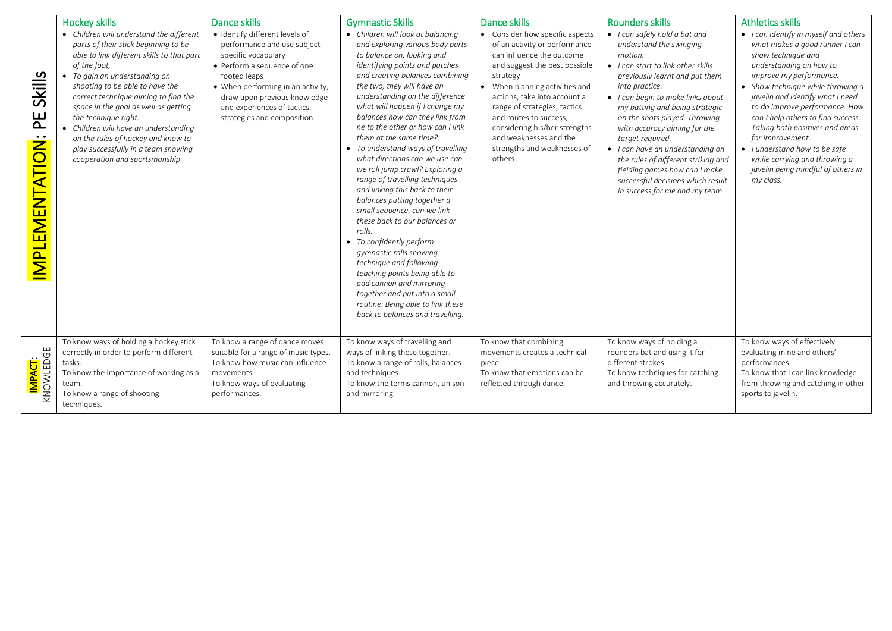| | Hockey skills | Dance skills | Gymnastic Skills | Dance skills | Rounders skills | Athletics skills |
|---|---|---|---|---|---|---|
| **IMPLEMENTATION: PE Skills** | • *Children will understand the different parts of their stick beginning to be able to link different skills to that part of the foot,*<br>• *To gain an understanding on shooting to be able to have the correct technique aiming to find the space in the goal as well as getting the technique right.*<br>• *Children will have an understanding on the rules of hockey and know to play successfully in a team showing cooperation and sportsmanship* | • Identify different levels of performance and use subject specific vocabulary<br>• Perform a sequence of one footed leaps<br>• When performing in an activity, draw upon previous knowledge and experiences of tactics, strategies and composition | • *Children will look at balancing and exploring various body parts to balance on, looking and identifying points and patches and creating balances combining the two, they will have an understanding on the difference what will happen if I change my balances how can they link from ne to the other or how can I link them at the same time?.*<br>• *To understand ways of travelling what directions can we use can we roll jump crawl? Exploring a range of travelling techniques and linking this back to their balances putting together a small sequence, can we link these back to our balances or rolls.*<br>• *To confidently perform gymnastic rolls showing technique and following teaching points being able to add cannon and mirroring together and put into a small routine. Being able to link these back to balances and travelling.* | • Consider how specific aspects of an activity or performance can influence the outcome and suggest the best possible strategy<br>• When planning activities and actions, take into account a range of strategies, tactics and routes to success, considering his/her strengths and weaknesses and the strengths and weaknesses of others | • *I can safely hold a bat and understand the swinging motion.*<br>• *I can start to link other skills previously learnt and put them into practice.*<br>• *I can begin to make links about my batting and being strategic on the shots played. Throwing with accuracy aiming for the target required.*<br>• *I can have an understanding on the rules of different striking and fielding games how can I make successful decisions which result in success for me and my team.* | • *I can identify in myself and others what makes a good runner I can show technique and understanding on how to improve my performance.*<br>• *Show technique while throwing a javelin and identify what I need to do to improve performance. How can I help others to find success. Taking both positives and areas for improvement.*<br>• *I understand how to be safe while carrying and throwing a javelin being mindful of others in my class.* |
| **IMPACT: KNOWLEDGE** | To know ways of holding a hockey stick correctly in order to perform different tasks.<br>To know the importance of working as a team.<br>To know a range of shooting techniques. | To know a range of dance moves suitable for a range of music types.<br>To know how music can influence movements.<br>To know ways of evaluating performances. | To know ways of travelling and ways of linking these together.<br>To know a range of rolls, balances and techniques.<br>To know the terms cannon, unison and mirroring. | To know that combining movements creates a technical piece.<br>To know that emotions can be reflected through dance. | To know ways of holding a rounders bat and using it for different strokes.<br>To know techniques for catching and throwing accurately. | To know ways of effectively evaluating mine and others' performances.<br>To know that I can link knowledge from throwing and catching in other sports to javelin. |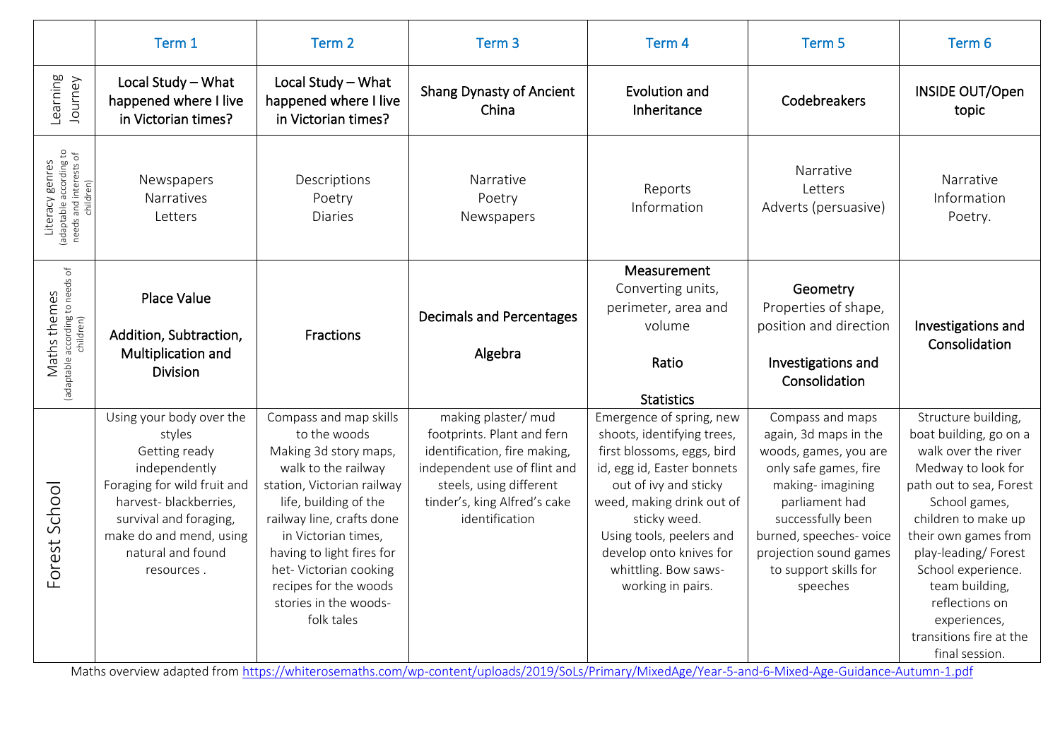| | Term 1 | Term 2 | Term 3 | Term 4 | Term 5 | Term 6 |
|---|---|---|---|---|---|---|
| Learning Journey | Local Study – What happened where I live in Victorian times? | Local Study – What happened where I live in Victorian times? | Shang Dynasty of Ancient China | Evolution and Inheritance | Codebreakers | INSIDE OUT/Open topic |
| Literacy genres (adaptable according to needs and interests of children) | Newspapers<br>Narratives<br>Letters | Descriptions<br>Poetry<br>Diaries | Narrative<br>Poetry<br>Newspapers | Reports<br>Information | Narrative<br>Letters<br>Adverts (persuasive) | Narrative<br>Information<br>Poetry. |
| Maths themes (adaptable according to needs of children) | **Place Value**<br><br>**Addition, Subtraction, Multiplication and Division** | **Fractions** | **Decimals and Percentages**<br><br>**Algebra** | **Measurement**<br>Converting units, perimeter, area and volume<br><br>**Ratio**<br><br>**Statistics** | **Geometry**<br>Properties of shape, position and direction<br><br>**Investigations and Consolidation** | **Investigations and Consolidation** |
| Forest School | Using your body over the styles<br>Getting ready independently<br>Foraging for wild fruit and harvest- blackberries, survival and foraging, make do and mend, using natural and found resources . | Compass and map skills to the woods<br>Making 3d story maps, walk to the railway station, Victorian railway life, building of the railway line, crafts done in Victorian times, having to light fires for het- Victorian cooking recipes for the woods stories in the woods- folk tales | making plaster/ mud footprints. Plant and fern identification, fire making, independent use of flint and steels, using different tinder's, king Alfred's cake identification | Emergence of spring, new shoots, identifying trees, first blossoms, eggs, bird id, egg id, Easter bonnets out of ivy and sticky weed, making drink out of sticky weed.<br>Using tools, peelers and develop onto knives for whittling. Bow saws- working in pairs. | Compass and maps again, 3d maps in the woods, games, you are only safe games, fire making- imagining parliament had successfully been burned, speeches- voice projection sound games to support skills for speeches | Structure building, boat building, go on a walk over the river Medway to look for path out to sea, Forest School games, children to make up their own games from play-leading/ Forest School experience. team building, reflections on experiences, transitions fire at the final session. |

Maths overview adapted from https://whiterosemaths.com/wp-content/uploads/2019/SoLs/Primary/MixedAge/Year-5-and-6-Mixed-Age-Guidance-Autumn-1.pdf